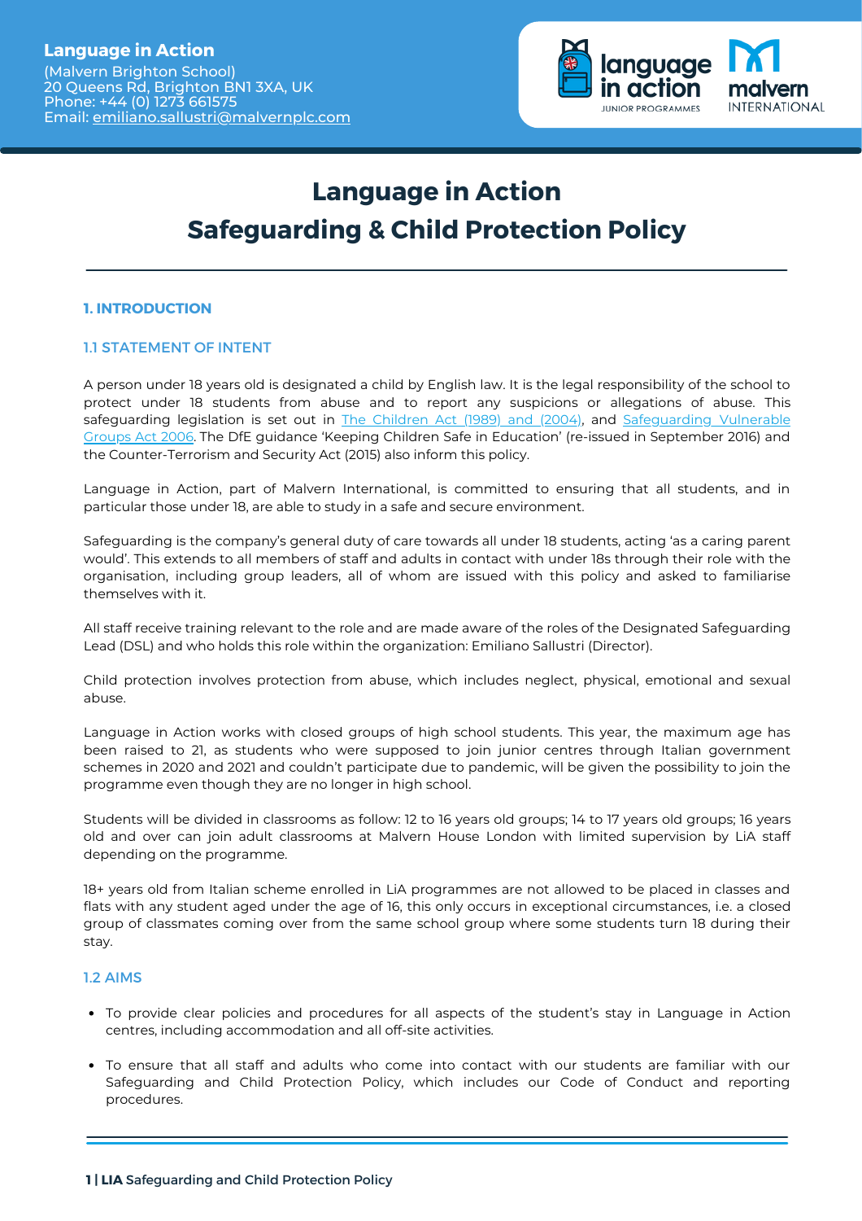**Language in Action**
(Malvern Brighton School)
20 Queens Rd, Brighton BN1 3XA, UK
Phone: +44 (0) 1273 661575
Email: emiliano.sallustri@malvernplc.com

# Language in Action
# Safeguarding & Child Protection Policy

## 1. INTRODUCTION

### 1.1 STATEMENT OF INTENT

A person under 18 years old is designated a child by English law. It is the legal responsibility of the school to protect under 18 students from abuse and to report any suspicions or allegations of abuse. This safeguarding legislation is set out in [The Children Act (1989) and (2004)](), and [Safeguarding Vulnerable Groups Act 2006](). The DfE guidance 'Keeping Children Safe in Education' (re-issued in September 2016) and the Counter-Terrorism and Security Act (2015) also inform this policy.

Language in Action, part of Malvern International, is committed to ensuring that all students, and in particular those under 18, are able to study in a safe and secure environment.

Safeguarding is the company's general duty of care towards all under 18 students, acting 'as a caring parent would'. This extends to all members of staff and adults in contact with under 18s through their role with the organisation, including group leaders, all of whom are issued with this policy and asked to familiarise themselves with it.

All staff receive training relevant to the role and are made aware of the roles of the Designated Safeguarding Lead (DSL) and who holds this role within the organization: Emiliano Sallustri (Director).

Child protection involves protection from abuse, which includes neglect, physical, emotional and sexual abuse.

Language in Action works with closed groups of high school students. This year, the maximum age has been raised to 21, as students who were supposed to join junior centres through Italian government schemes in 2020 and 2021 and couldn't participate due to pandemic, will be given the possibility to join the programme even though they are no longer in high school.

Students will be divided in classrooms as follow: 12 to 16 years old groups; 14 to 17 years old groups; 16 years old and over can join adult classrooms at Malvern House London with limited supervision by LiA staff depending on the programme.

18+ years old from Italian scheme enrolled in LiA programmes are not allowed to be placed in classes and flats with any student aged under the age of 16, this only occurs in exceptional circumstances, i.e. a closed group of classmates coming over from the same school group where some students turn 18 during their stay.

### 1.2 AIMS

- To provide clear policies and procedures for all aspects of the student's stay in Language in Action centres, including accommodation and all off-site activities.
- To ensure that all staff and adults who come into contact with our students are familiar with our Safeguarding and Child Protection Policy, which includes our Code of Conduct and reporting procedures.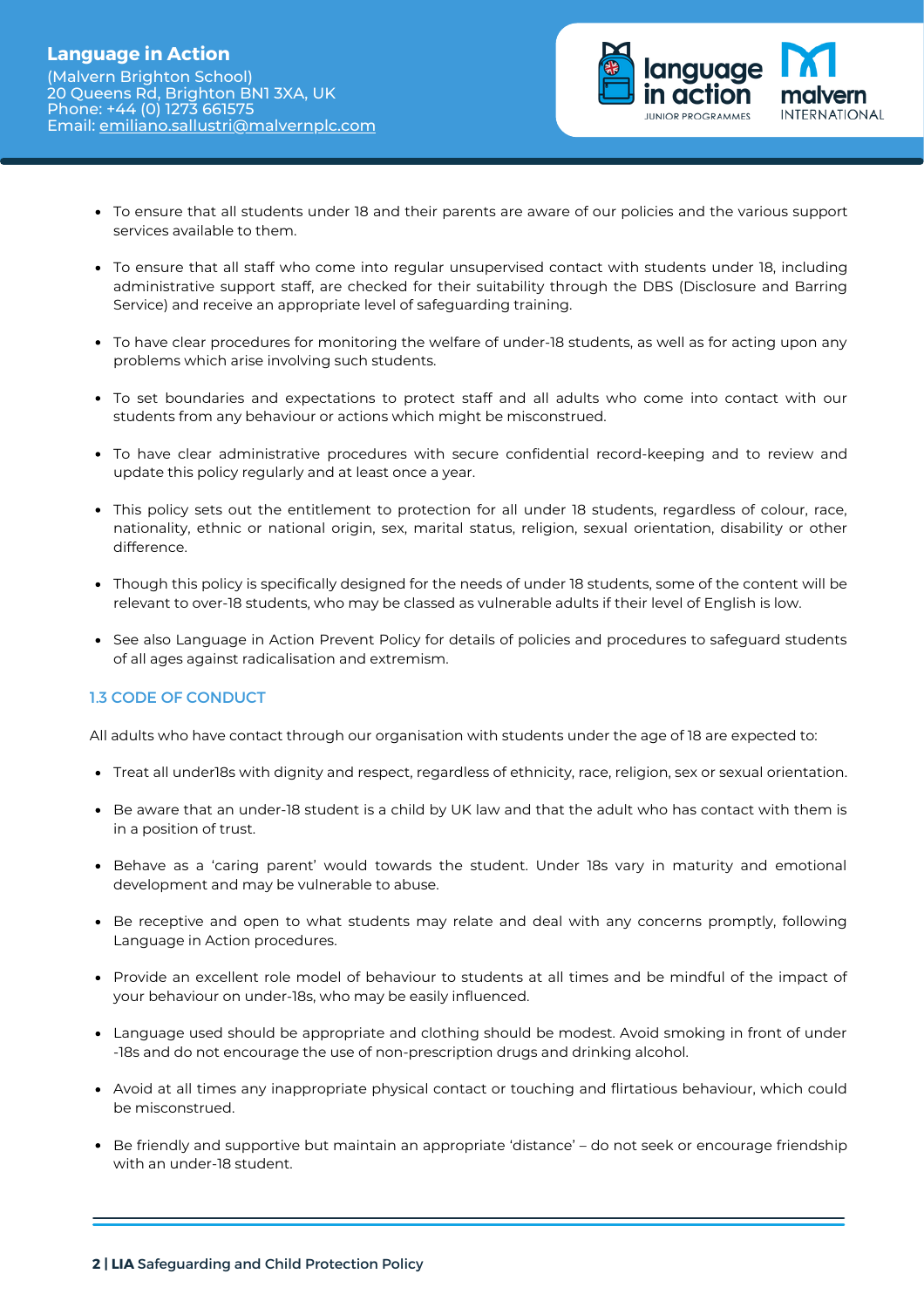- To ensure that all students under 18 and their parents are aware of our policies and the various support services available to them.
- To ensure that all staff who come into regular unsupervised contact with students under 18, including administrative support staff, are checked for their suitability through the DBS (Disclosure and Barring Service) and receive an appropriate level of safeguarding training.
- To have clear procedures for monitoring the welfare of under-18 students, as well as for acting upon any problems which arise involving such students.
- To set boundaries and expectations to protect staff and all adults who come into contact with our students from any behaviour or actions which might be misconstrued.
- To have clear administrative procedures with secure confidential record-keeping and to review and update this policy regularly and at least once a year.
- This policy sets out the entitlement to protection for all under 18 students, regardless of colour, race, nationality, ethnic or national origin, sex, marital status, religion, sexual orientation, disability or other difference.
- Though this policy is specifically designed for the needs of under 18 students, some of the content will be relevant to over-18 students, who may be classed as vulnerable adults if their level of English is low.
- See also Language in Action Prevent Policy for details of policies and procedures to safeguard students of all ages against radicalisation and extremism.

### 1.3 CODE OF CONDUCT

All adults who have contact through our organisation with students under the age of 18 are expected to:

- Treat all under18s with dignity and respect, regardless of ethnicity, race, religion, sex or sexual orientation.
- Be aware that an under-18 student is a child by UK law and that the adult who has contact with them is in a position of trust.
- Behave as a 'caring parent' would towards the student. Under 18s vary in maturity and emotional development and may be vulnerable to abuse.
- Be receptive and open to what students may relate and deal with any concerns promptly, following Language in Action procedures.
- Provide an excellent role model of behaviour to students at all times and be mindful of the impact of your behaviour on under-18s, who may be easily influenced.
- Language used should be appropriate and clothing should be modest. Avoid smoking in front of under -18s and do not encourage the use of non-prescription drugs and drinking alcohol.
- Avoid at all times any inappropriate physical contact or touching and flirtatious behaviour, which could be misconstrued.
- Be friendly and supportive but maintain an appropriate 'distance' – do not seek or encourage friendship with an under-18 student.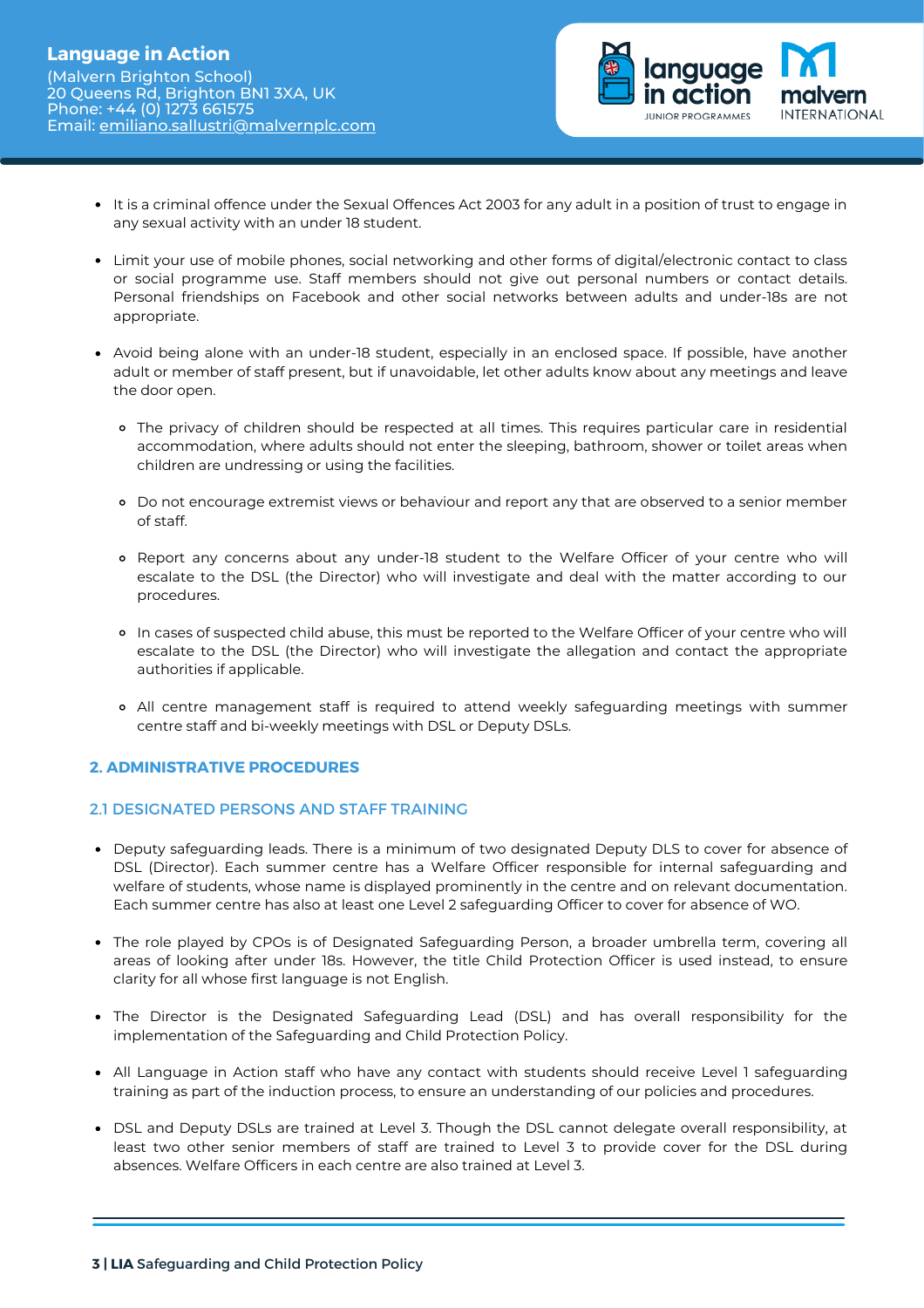- It is a criminal offence under the Sexual Offences Act 2003 for any adult in a position of trust to engage in any sexual activity with an under 18 student.

- Limit your use of mobile phones, social networking and other forms of digital/electronic contact to class or social programme use. Staff members should not give out personal numbers or contact details. Personal friendships on Facebook and other social networks between adults and under-18s are not appropriate.

- Avoid being alone with an under-18 student, especially in an enclosed space. If possible, have another adult or member of staff present, but if unavoidable, let other adults know about any meetings and leave the door open.

  - The privacy of children should be respected at all times. This requires particular care in residential accommodation, where adults should not enter the sleeping, bathroom, shower or toilet areas when children are undressing or using the facilities.

  - Do not encourage extremist views or behaviour and report any that are observed to a senior member of staff.

  - Report any concerns about any under-18 student to the Welfare Officer of your centre who will escalate to the DSL (the Director) who will investigate and deal with the matter according to our procedures.

  - In cases of suspected child abuse, this must be reported to the Welfare Officer of your centre who will escalate to the DSL (the Director) who will investigate the allegation and contact the appropriate authorities if applicable.

  - All centre management staff is required to attend weekly safeguarding meetings with summer centre staff and bi-weekly meetings with DSL or Deputy DSLs.

## 2. ADMINISTRATIVE PROCEDURES

### 2.1 DESIGNATED PERSONS AND STAFF TRAINING

- Deputy safeguarding leads. There is a minimum of two designated Deputy DLS to cover for absence of DSL (Director). Each summer centre has a Welfare Officer responsible for internal safeguarding and welfare of students, whose name is displayed prominently in the centre and on relevant documentation. Each summer centre has also at least one Level 2 safeguarding Officer to cover for absence of WO.

- The role played by CPOs is of Designated Safeguarding Person, a broader umbrella term, covering all areas of looking after under 18s. However, the title Child Protection Officer is used instead, to ensure clarity for all whose first language is not English.

- The Director is the Designated Safeguarding Lead (DSL) and has overall responsibility for the implementation of the Safeguarding and Child Protection Policy.

- All Language in Action staff who have any contact with students should receive Level 1 safeguarding training as part of the induction process, to ensure an understanding of our policies and procedures.

- DSL and Deputy DSLs are trained at Level 3. Though the DSL cannot delegate overall responsibility, at least two other senior members of staff are trained to Level 3 to provide cover for the DSL during absences. Welfare Officers in each centre are also trained at Level 3.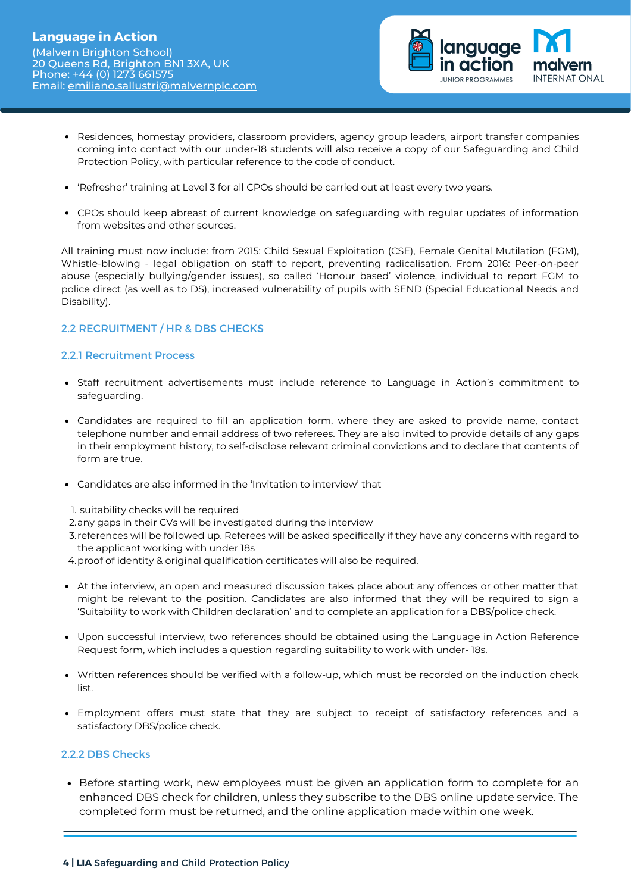- Residences, homestay providers, classroom providers, agency group leaders, airport transfer companies coming into contact with our under-18 students will also receive a copy of our Safeguarding and Child Protection Policy, with particular reference to the code of conduct.

- 'Refresher' training at Level 3 for all CPOs should be carried out at least every two years.

- CPOs should keep abreast of current knowledge on safeguarding with regular updates of information from websites and other sources.

All training must now include: from 2015: Child Sexual Exploitation (CSE), Female Genital Mutilation (FGM), Whistle-blowing - legal obligation on staff to report, preventing radicalisation. From 2016: Peer-on-peer abuse (especially bullying/gender issues), so called 'Honour based' violence, individual to report FGM to police direct (as well as to DS), increased vulnerability of pupils with SEND (Special Educational Needs and Disability).

## 2.2 RECRUITMENT / HR & DBS CHECKS

### 2.2.1 Recruitment Process

- Staff recruitment advertisements must include reference to Language in Action's commitment to safeguarding.

- Candidates are required to fill an application form, where they are asked to provide name, contact telephone number and email address of two referees. They are also invited to provide details of any gaps in their employment history, to self-disclose relevant criminal convictions and to declare that contents of form are true.

- Candidates are also informed in the 'Invitation to interview' that

1. suitability checks will be required
2. any gaps in their CVs will be investigated during the interview
3. references will be followed up. Referees will be asked specifically if they have any concerns with regard to the applicant working with under 18s
4. proof of identity & original qualification certificates will also be required.

- At the interview, an open and measured discussion takes place about any offences or other matter that might be relevant to the position. Candidates are also informed that they will be required to sign a 'Suitability to work with Children declaration' and to complete an application for a DBS/police check.

- Upon successful interview, two references should be obtained using the Language in Action Reference Request form, which includes a question regarding suitability to work with under- 18s.

- Written references should be verified with a follow-up, which must be recorded on the induction check list.

- Employment offers must state that they are subject to receipt of satisfactory references and a satisfactory DBS/police check.

### 2.2.2 DBS Checks

- Before starting work, new employees must be given an application form to complete for an enhanced DBS check for children, unless they subscribe to the DBS online update service. The completed form must be returned, and the online application made within one week.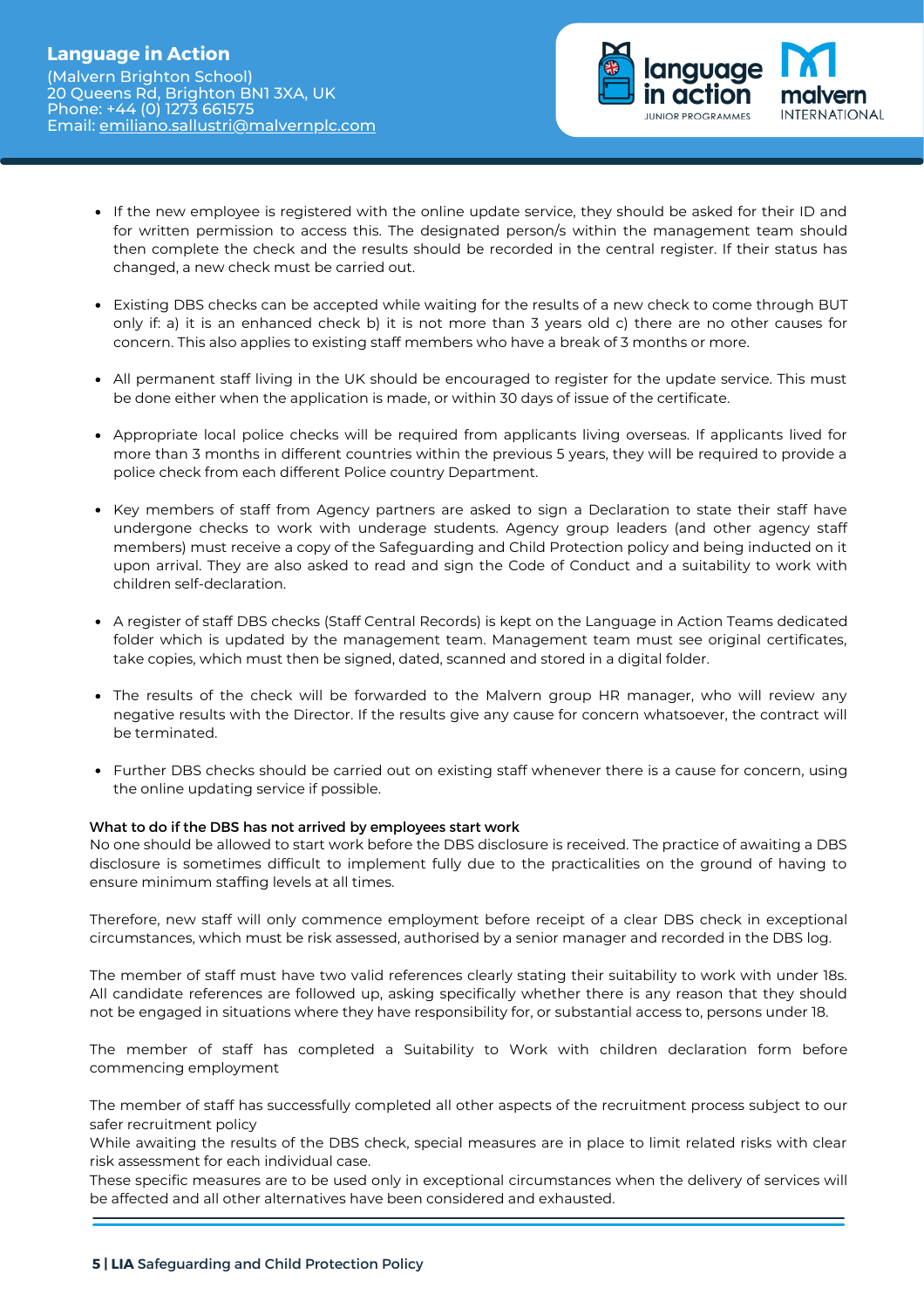- If the new employee is registered with the online update service, they should be asked for their ID and for written permission to access this. The designated person/s within the management team should then complete the check and the results should be recorded in the central register. If their status has changed, a new check must be carried out.

- Existing DBS checks can be accepted while waiting for the results of a new check to come through BUT only if: a) it is an enhanced check b) it is not more than 3 years old c) there are no other causes for concern. This also applies to existing staff members who have a break of 3 months or more.

- All permanent staff living in the UK should be encouraged to register for the update service. This must be done either when the application is made, or within 30 days of issue of the certificate.

- Appropriate local police checks will be required from applicants living overseas. If applicants lived for more than 3 months in different countries within the previous 5 years, they will be required to provide a police check from each different Police country Department.

- Key members of staff from Agency partners are asked to sign a Declaration to state their staff have undergone checks to work with underage students. Agency group leaders (and other agency staff members) must receive a copy of the Safeguarding and Child Protection policy and being inducted on it upon arrival. They are also asked to read and sign the Code of Conduct and a suitability to work with children self-declaration.

- A register of staff DBS checks (Staff Central Records) is kept on the Language in Action Teams dedicated folder which is updated by the management team. Management team must see original certificates, take copies, which must then be signed, dated, scanned and stored in a digital folder.

- The results of the check will be forwarded to the Malvern group HR manager, who will review any negative results with the Director. If the results give any cause for concern whatsoever, the contract will be terminated.

- Further DBS checks should be carried out on existing staff whenever there is a cause for concern, using the online updating service if possible.

**What to do if the DBS has not arrived by employees start work**

No one should be allowed to start work before the DBS disclosure is received. The practice of awaiting a DBS disclosure is sometimes difficult to implement fully due to the practicalities on the ground of having to ensure minimum staffing levels at all times.

Therefore, new staff will only commence employment before receipt of a clear DBS check in exceptional circumstances, which must be risk assessed, authorised by a senior manager and recorded in the DBS log.

The member of staff must have two valid references clearly stating their suitability to work with under 18s. All candidate references are followed up, asking specifically whether there is any reason that they should not be engaged in situations where they have responsibility for, or substantial access to, persons under 18.

The member of staff has completed a Suitability to Work with children declaration form before commencing employment

The member of staff has successfully completed all other aspects of the recruitment process subject to our safer recruitment policy

While awaiting the results of the DBS check, special measures are in place to limit related risks with clear risk assessment for each individual case.

These specific measures are to be used only in exceptional circumstances when the delivery of services will be affected and all other alternatives have been considered and exhausted.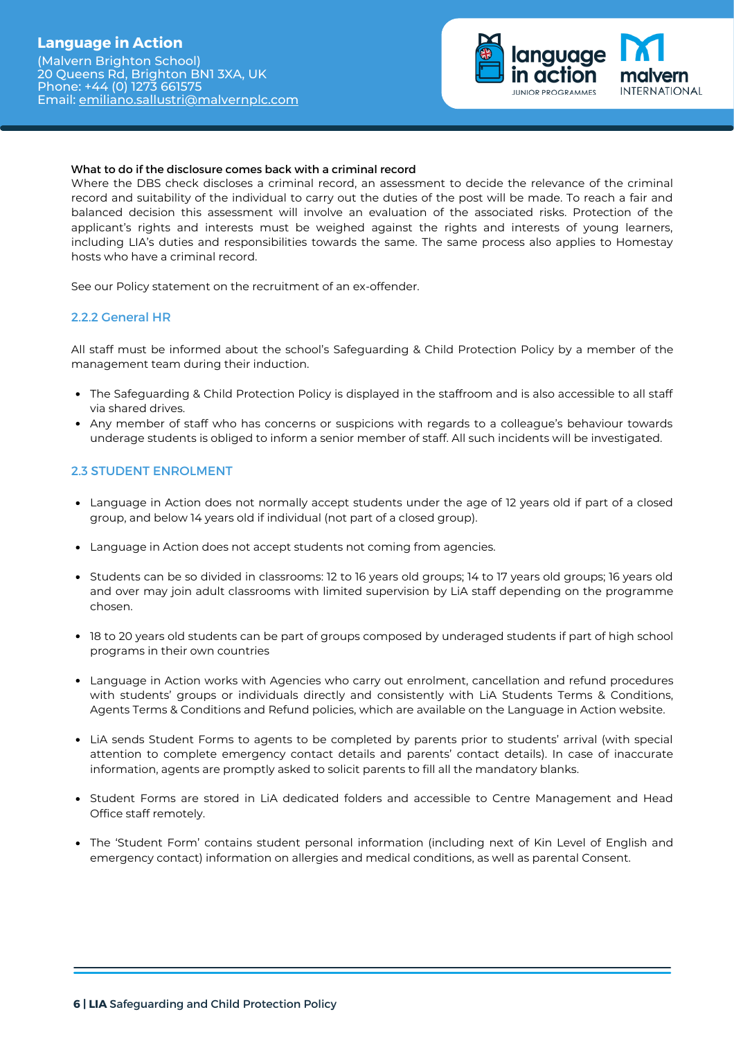**What to do if the disclosure comes back with a criminal record**

Where the DBS check discloses a criminal record, an assessment to decide the relevance of the criminal record and suitability of the individual to carry out the duties of the post will be made. To reach a fair and balanced decision this assessment will involve an evaluation of the associated risks. Protection of the applicant's rights and interests must be weighed against the rights and interests of young learners, including LIA's duties and responsibilities towards the same. The same process also applies to Homestay hosts who have a criminal record.

See our Policy statement on the recruitment of an ex-offender.

### 2.2.2 General HR

All staff must be informed about the school's Safeguarding & Child Protection Policy by a member of the management team during their induction.

- The Safeguarding & Child Protection Policy is displayed in the staffroom and is also accessible to all staff via shared drives.
- Any member of staff who has concerns or suspicions with regards to a colleague's behaviour towards underage students is obliged to inform a senior member of staff. All such incidents will be investigated.

## 2.3 STUDENT ENROLMENT

- Language in Action does not normally accept students under the age of 12 years old if part of a closed group, and below 14 years old if individual (not part of a closed group).
- Language in Action does not accept students not coming from agencies.
- Students can be so divided in classrooms: 12 to 16 years old groups; 14 to 17 years old groups; 16 years old and over may join adult classrooms with limited supervision by LiA staff depending on the programme chosen.
- 18 to 20 years old students can be part of groups composed by underaged students if part of high school programs in their own countries
- Language in Action works with Agencies who carry out enrolment, cancellation and refund procedures with students' groups or individuals directly and consistently with LiA Students Terms & Conditions, Agents Terms & Conditions and Refund policies, which are available on the Language in Action website.
- LiA sends Student Forms to agents to be completed by parents prior to students' arrival (with special attention to complete emergency contact details and parents' contact details). In case of inaccurate information, agents are promptly asked to solicit parents to fill all the mandatory blanks.
- Student Forms are stored in LiA dedicated folders and accessible to Centre Management and Head Office staff remotely.
- The 'Student Form' contains student personal information (including next of Kin Level of English and emergency contact) information on allergies and medical conditions, as well as parental Consent.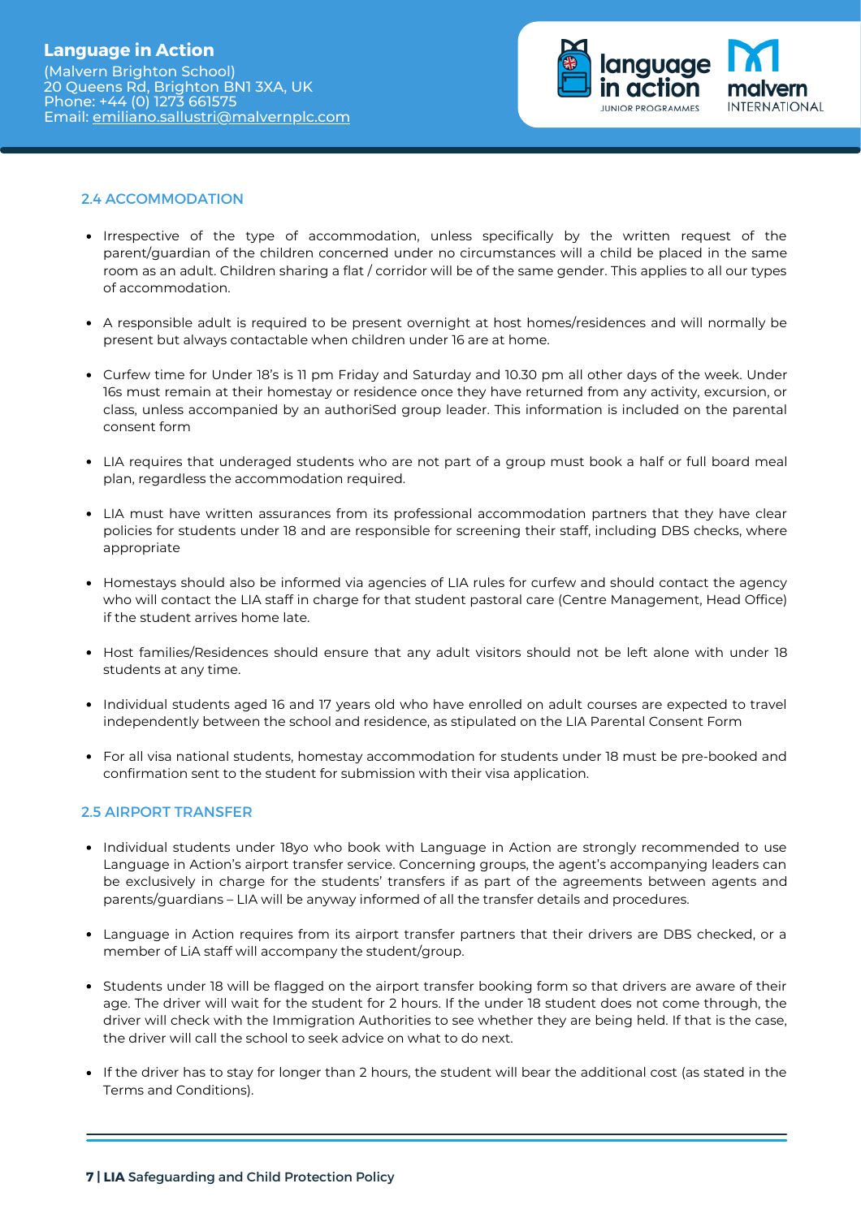## 2.4 ACCOMMODATION

- Irrespective of the type of accommodation, unless specifically by the written request of the parent/guardian of the children concerned under no circumstances will a child be placed in the same room as an adult. Children sharing a flat / corridor will be of the same gender. This applies to all our types of accommodation.
- A responsible adult is required to be present overnight at host homes/residences and will normally be present but always contactable when children under 16 are at home.
- Curfew time for Under 18's is 11 pm Friday and Saturday and 10.30 pm all other days of the week. Under 16s must remain at their homestay or residence once they have returned from any activity, excursion, or class, unless accompanied by an authoriSed group leader. This information is included on the parental consent form
- LIA requires that underaged students who are not part of a group must book a half or full board meal plan, regardless the accommodation required.
- LIA must have written assurances from its professional accommodation partners that they have clear policies for students under 18 and are responsible for screening their staff, including DBS checks, where appropriate
- Homestays should also be informed via agencies of LIA rules for curfew and should contact the agency who will contact the LIA staff in charge for that student pastoral care (Centre Management, Head Office) if the student arrives home late.
- Host families/Residences should ensure that any adult visitors should not be left alone with under 18 students at any time.
- Individual students aged 16 and 17 years old who have enrolled on adult courses are expected to travel independently between the school and residence, as stipulated on the LIA Parental Consent Form
- For all visa national students, homestay accommodation for students under 18 must be pre-booked and confirmation sent to the student for submission with their visa application.

## 2.5 AIRPORT TRANSFER

- Individual students under 18yo who book with Language in Action are strongly recommended to use Language in Action's airport transfer service. Concerning groups, the agent's accompanying leaders can be exclusively in charge for the students' transfers if as part of the agreements between agents and parents/guardians – LIA will be anyway informed of all the transfer details and procedures.
- Language in Action requires from its airport transfer partners that their drivers are DBS checked, or a member of LiA staff will accompany the student/group.
- Students under 18 will be flagged on the airport transfer booking form so that drivers are aware of their age. The driver will wait for the student for 2 hours. If the under 18 student does not come through, the driver will check with the Immigration Authorities to see whether they are being held. If that is the case, the driver will call the school to seek advice on what to do next.
- If the driver has to stay for longer than 2 hours, the student will bear the additional cost (as stated in the Terms and Conditions).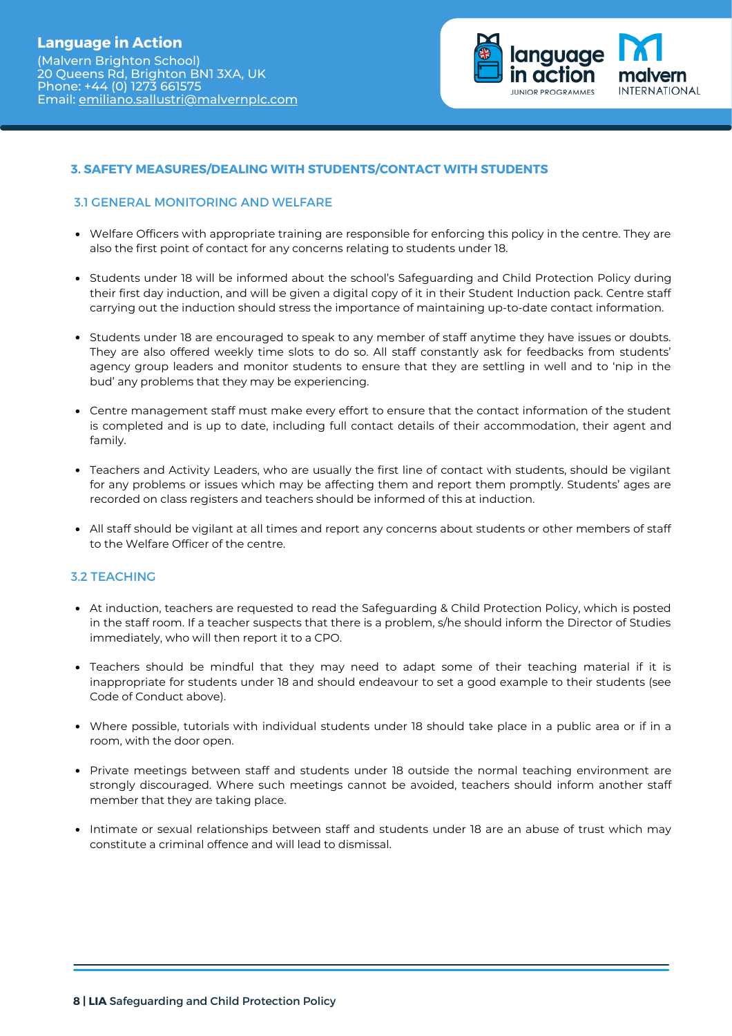## 3. SAFETY MEASURES/DEALING WITH STUDENTS/CONTACT WITH STUDENTS

### 3.1 GENERAL MONITORING AND WELFARE

- Welfare Officers with appropriate training are responsible for enforcing this policy in the centre. They are also the first point of contact for any concerns relating to students under 18.
- Students under 18 will be informed about the school's Safeguarding and Child Protection Policy during their first day induction, and will be given a digital copy of it in their Student Induction pack. Centre staff carrying out the induction should stress the importance of maintaining up-to-date contact information.
- Students under 18 are encouraged to speak to any member of staff anytime they have issues or doubts. They are also offered weekly time slots to do so. All staff constantly ask for feedbacks from students' agency group leaders and monitor students to ensure that they are settling in well and to 'nip in the bud' any problems that they may be experiencing.
- Centre management staff must make every effort to ensure that the contact information of the student is completed and is up to date, including full contact details of their accommodation, their agent and family.
- Teachers and Activity Leaders, who are usually the first line of contact with students, should be vigilant for any problems or issues which may be affecting them and report them promptly. Students' ages are recorded on class registers and teachers should be informed of this at induction.
- All staff should be vigilant at all times and report any concerns about students or other members of staff to the Welfare Officer of the centre.

### 3.2 TEACHING

- At induction, teachers are requested to read the Safeguarding & Child Protection Policy, which is posted in the staff room. If a teacher suspects that there is a problem, s/he should inform the Director of Studies immediately, who will then report it to a CPO.
- Teachers should be mindful that they may need to adapt some of their teaching material if it is inappropriate for students under 18 and should endeavour to set a good example to their students (see Code of Conduct above).
- Where possible, tutorials with individual students under 18 should take place in a public area or if in a room, with the door open.
- Private meetings between staff and students under 18 outside the normal teaching environment are strongly discouraged. Where such meetings cannot be avoided, teachers should inform another staff member that they are taking place.
- Intimate or sexual relationships between staff and students under 18 are an abuse of trust which may constitute a criminal offence and will lead to dismissal.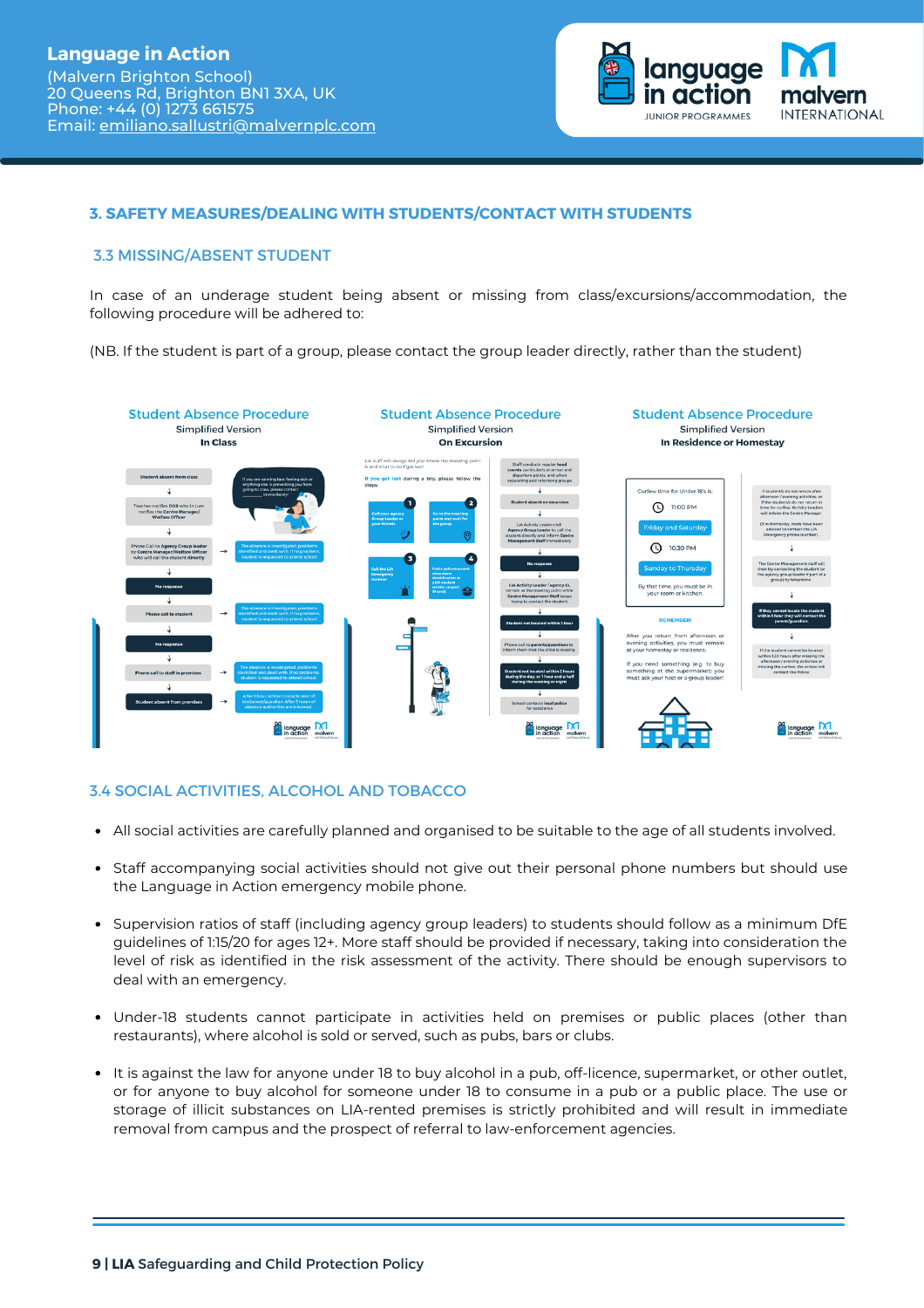## 3. SAFETY MEASURES/DEALING WITH STUDENTS/CONTACT WITH STUDENTS

### 3.3 MISSING/ABSENT STUDENT

In case of an underage student being absent or missing from class/excursions/accommodation, the following procedure will be adhered to:

(NB. If the student is part of a group, please contact the group leader directly, rather than the student)

**Student Absence Procedure**
Simplified Version
**In Class**

**Student Absence Procedure**
Simplified Version
**On Excursion**

**Student Absence Procedure**
Simplified Version
**In Residence or Homestay**

### 3.4 SOCIAL ACTIVITIES, ALCOHOL AND TOBACCO

- All social activities are carefully planned and organised to be suitable to the age of all students involved.
- Staff accompanying social activities should not give out their personal phone numbers but should use the Language in Action emergency mobile phone.
- Supervision ratios of staff (including agency group leaders) to students should follow as a minimum DfE guidelines of 1:15/20 for ages 12+. More staff should be provided if necessary, taking into consideration the level of risk as identified in the risk assessment of the activity. There should be enough supervisors to deal with an emergency.
- Under-18 students cannot participate in activities held on premises or public places (other than restaurants), where alcohol is sold or served, such as pubs, bars or clubs.
- It is against the law for anyone under 18 to buy alcohol in a pub, off-licence, supermarket, or other outlet, or for anyone to buy alcohol for someone under 18 to consume in a pub or a public place. The use or storage of illicit substances on LIA-rented premises is strictly prohibited and will result in immediate removal from campus and the prospect of referral to law-enforcement agencies.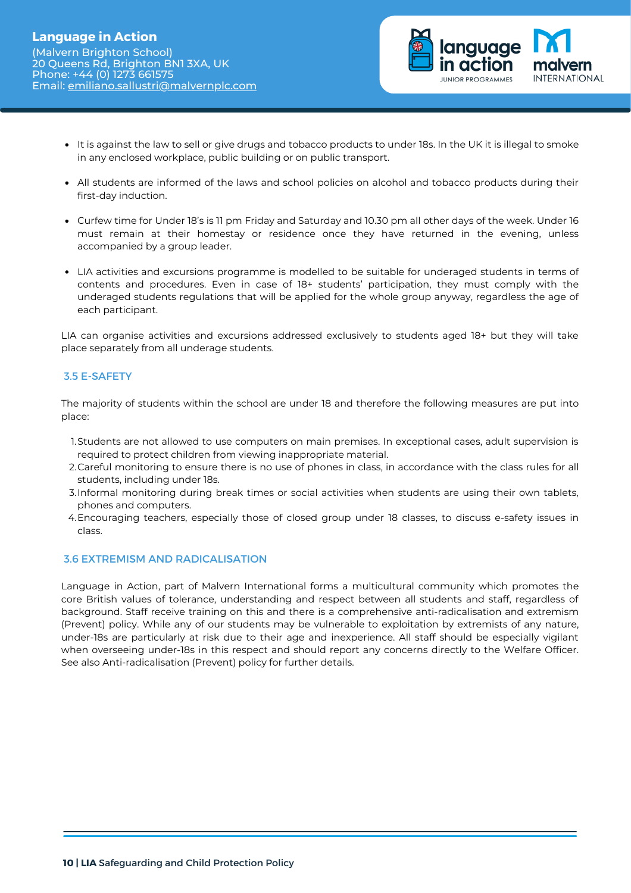- It is against the law to sell or give drugs and tobacco products to under 18s. In the UK it is illegal to smoke in any enclosed workplace, public building or on public transport.
- All students are informed of the laws and school policies on alcohol and tobacco products during their first-day induction.
- Curfew time for Under 18's is 11 pm Friday and Saturday and 10.30 pm all other days of the week. Under 16 must remain at their homestay or residence once they have returned in the evening, unless accompanied by a group leader.
- LIA activities and excursions programme is modelled to be suitable for underaged students in terms of contents and procedures. Even in case of 18+ students' participation, they must comply with the underaged students regulations that will be applied for the whole group anyway, regardless the age of each participant.

LIA can organise activities and excursions addressed exclusively to students aged 18+ but they will take place separately from all underage students.

### 3.5 E-SAFETY

The majority of students within the school are under 18 and therefore the following measures are put into place:

1. Students are not allowed to use computers on main premises. In exceptional cases, adult supervision is required to protect children from viewing inappropriate material.
2. Careful monitoring to ensure there is no use of phones in class, in accordance with the class rules for all students, including under 18s.
3. Informal monitoring during break times or social activities when students are using their own tablets, phones and computers.
4. Encouraging teachers, especially those of closed group under 18 classes, to discuss e-safety issues in class.

### 3.6 EXTREMISM AND RADICALISATION

Language in Action, part of Malvern International forms a multicultural community which promotes the core British values of tolerance, understanding and respect between all students and staff, regardless of background. Staff receive training on this and there is a comprehensive anti-radicalisation and extremism (Prevent) policy. While any of our students may be vulnerable to exploitation by extremists of any nature, under-18s are particularly at risk due to their age and inexperience. All staff should be especially vigilant when overseeing under-18s in this respect and should report any concerns directly to the Welfare Officer. See also Anti-radicalisation (Prevent) policy for further details.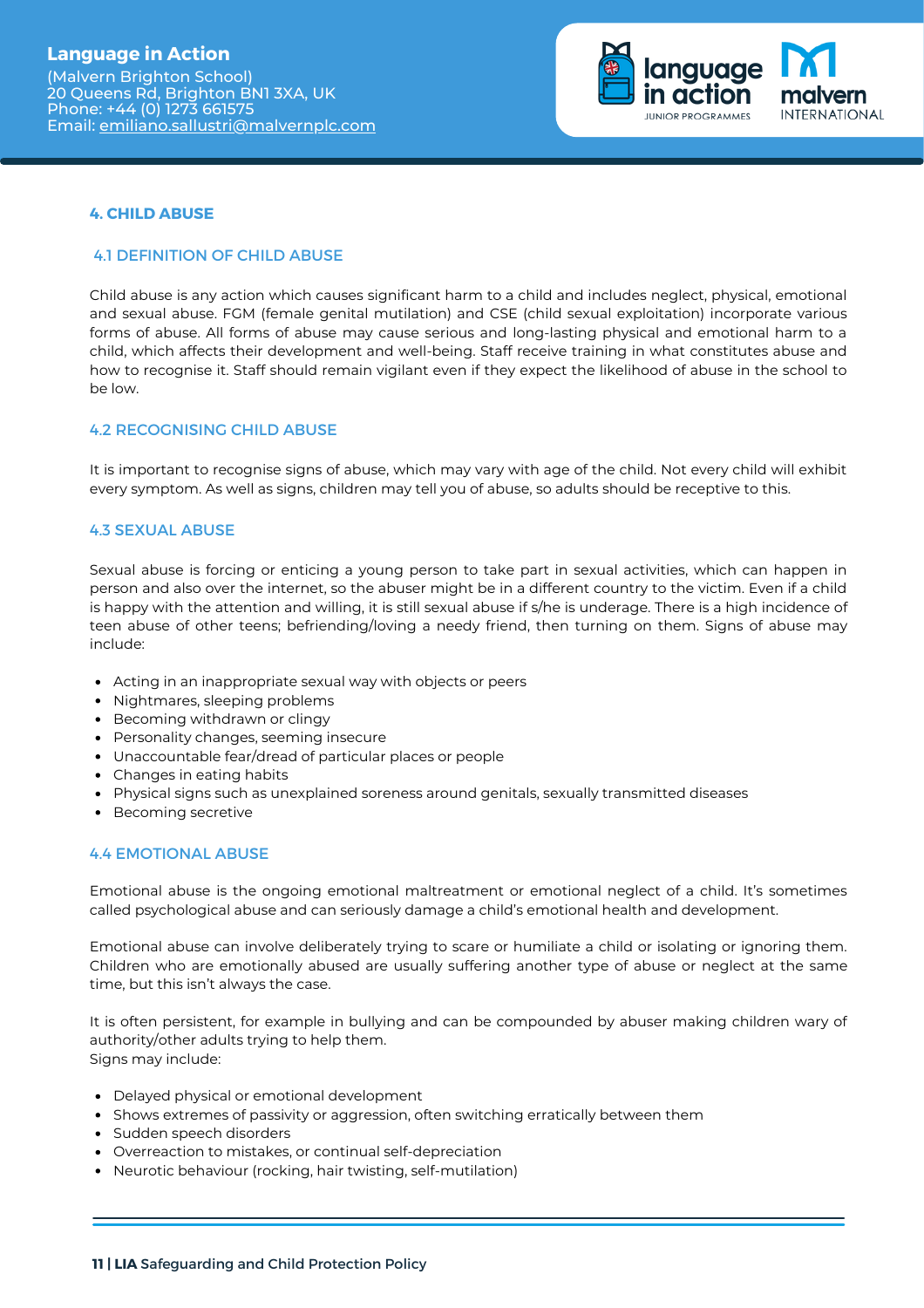## 4. CHILD ABUSE

### 4.1 DEFINITION OF CHILD ABUSE

Child abuse is any action which causes significant harm to a child and includes neglect, physical, emotional and sexual abuse. FGM (female genital mutilation) and CSE (child sexual exploitation) incorporate various forms of abuse. All forms of abuse may cause serious and long-lasting physical and emotional harm to a child, which affects their development and well-being. Staff receive training in what constitutes abuse and how to recognise it. Staff should remain vigilant even if they expect the likelihood of abuse in the school to be low.

### 4.2 RECOGNISING CHILD ABUSE

It is important to recognise signs of abuse, which may vary with age of the child. Not every child will exhibit every symptom. As well as signs, children may tell you of abuse, so adults should be receptive to this.

### 4.3 SEXUAL ABUSE

Sexual abuse is forcing or enticing a young person to take part in sexual activities, which can happen in person and also over the internet, so the abuser might be in a different country to the victim. Even if a child is happy with the attention and willing, it is still sexual abuse if s/he is underage. There is a high incidence of teen abuse of other teens; befriending/loving a needy friend, then turning on them. Signs of abuse may include:

- Acting in an inappropriate sexual way with objects or peers
- Nightmares, sleeping problems
- Becoming withdrawn or clingy
- Personality changes, seeming insecure
- Unaccountable fear/dread of particular places or people
- Changes in eating habits
- Physical signs such as unexplained soreness around genitals, sexually transmitted diseases
- Becoming secretive

### 4.4 EMOTIONAL ABUSE

Emotional abuse is the ongoing emotional maltreatment or emotional neglect of a child. It's sometimes called psychological abuse and can seriously damage a child's emotional health and development.

Emotional abuse can involve deliberately trying to scare or humiliate a child or isolating or ignoring them. Children who are emotionally abused are usually suffering another type of abuse or neglect at the same time, but this isn't always the case.

It is often persistent, for example in bullying and can be compounded by abuser making children wary of authority/other adults trying to help them.
Signs may include:

- Delayed physical or emotional development
- Shows extremes of passivity or aggression, often switching erratically between them
- Sudden speech disorders
- Overreaction to mistakes, or continual self-depreciation
- Neurotic behaviour (rocking, hair twisting, self-mutilation)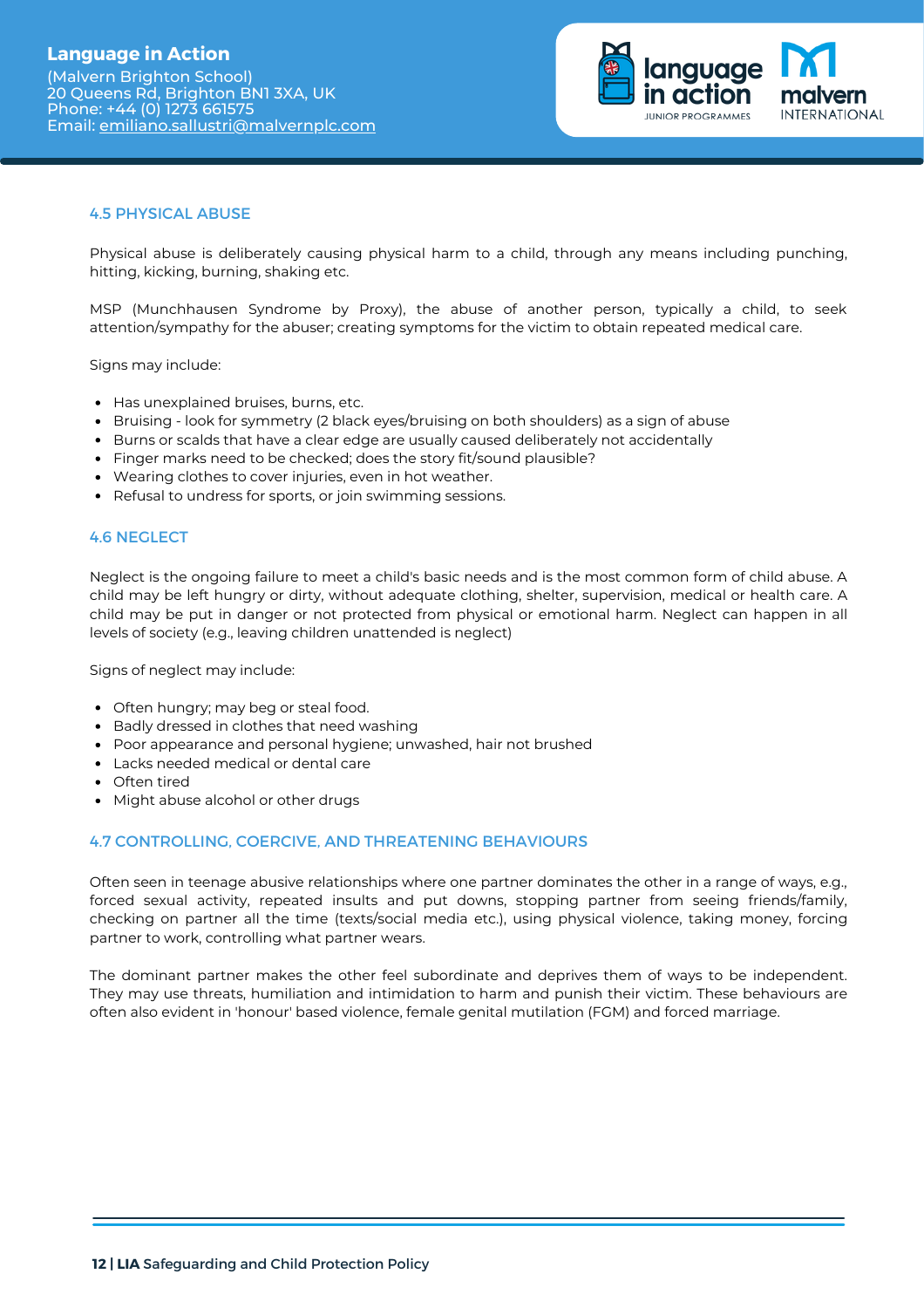### 4.5 PHYSICAL ABUSE

Physical abuse is deliberately causing physical harm to a child, through any means including punching, hitting, kicking, burning, shaking etc.

MSP (Munchhausen Syndrome by Proxy), the abuse of another person, typically a child, to seek attention/sympathy for the abuser; creating symptoms for the victim to obtain repeated medical care.

Signs may include:

- Has unexplained bruises, burns, etc.
- Bruising - look for symmetry (2 black eyes/bruising on both shoulders) as a sign of abuse
- Burns or scalds that have a clear edge are usually caused deliberately not accidentally
- Finger marks need to be checked; does the story fit/sound plausible?
- Wearing clothes to cover injuries, even in hot weather.
- Refusal to undress for sports, or join swimming sessions.

### 4.6 NEGLECT

Neglect is the ongoing failure to meet a child's basic needs and is the most common form of child abuse. A child may be left hungry or dirty, without adequate clothing, shelter, supervision, medical or health care. A child may be put in danger or not protected from physical or emotional harm. Neglect can happen in all levels of society (e.g., leaving children unattended is neglect)

Signs of neglect may include:

- Often hungry; may beg or steal food.
- Badly dressed in clothes that need washing
- Poor appearance and personal hygiene; unwashed, hair not brushed
- Lacks needed medical or dental care
- Often tired
- Might abuse alcohol or other drugs

### 4.7 CONTROLLING, COERCIVE, AND THREATENING BEHAVIOURS

Often seen in teenage abusive relationships where one partner dominates the other in a range of ways, e.g., forced sexual activity, repeated insults and put downs, stopping partner from seeing friends/family, checking on partner all the time (texts/social media etc.), using physical violence, taking money, forcing partner to work, controlling what partner wears.

The dominant partner makes the other feel subordinate and deprives them of ways to be independent. They may use threats, humiliation and intimidation to harm and punish their victim. These behaviours are often also evident in 'honour' based violence, female genital mutilation (FGM) and forced marriage.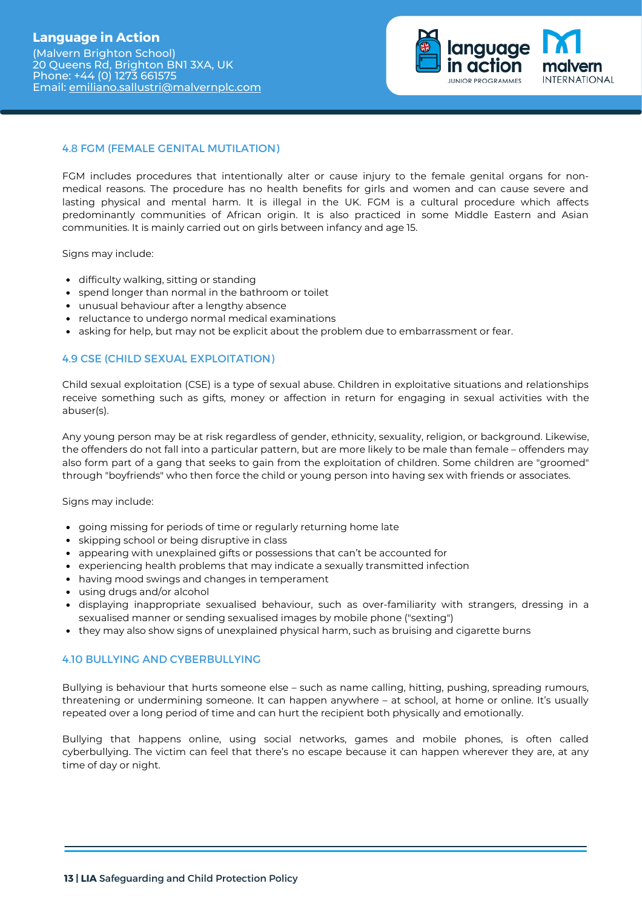### 4.8 FGM (FEMALE GENITAL MUTILATION)

FGM includes procedures that intentionally alter or cause injury to the female genital organs for non-medical reasons. The procedure has no health benefits for girls and women and can cause severe and lasting physical and mental harm. It is illegal in the UK. FGM is a cultural procedure which affects predominantly communities of African origin. It is also practiced in some Middle Eastern and Asian communities. It is mainly carried out on girls between infancy and age 15.

Signs may include:

- difficulty walking, sitting or standing
- spend longer than normal in the bathroom or toilet
- unusual behaviour after a lengthy absence
- reluctance to undergo normal medical examinations
- asking for help, but may not be explicit about the problem due to embarrassment or fear.

### 4.9 CSE (CHILD SEXUAL EXPLOITATION)

Child sexual exploitation (CSE) is a type of sexual abuse. Children in exploitative situations and relationships receive something such as gifts, money or affection in return for engaging in sexual activities with the abuser(s).

Any young person may be at risk regardless of gender, ethnicity, sexuality, religion, or background. Likewise, the offenders do not fall into a particular pattern, but are more likely to be male than female – offenders may also form part of a gang that seeks to gain from the exploitation of children. Some children are "groomed" through "boyfriends" who then force the child or young person into having sex with friends or associates.

Signs may include:

- going missing for periods of time or regularly returning home late
- skipping school or being disruptive in class
- appearing with unexplained gifts or possessions that can't be accounted for
- experiencing health problems that may indicate a sexually transmitted infection
- having mood swings and changes in temperament
- using drugs and/or alcohol
- displaying inappropriate sexualised behaviour, such as over-familiarity with strangers, dressing in a sexualised manner or sending sexualised images by mobile phone ("sexting")
- they may also show signs of unexplained physical harm, such as bruising and cigarette burns

### 4.10 BULLYING AND CYBERBULLYING

Bullying is behaviour that hurts someone else – such as name calling, hitting, pushing, spreading rumours, threatening or undermining someone. It can happen anywhere – at school, at home or online. It's usually repeated over a long period of time and can hurt the recipient both physically and emotionally.

Bullying that happens online, using social networks, games and mobile phones, is often called cyberbullying. The victim can feel that there's no escape because it can happen wherever they are, at any time of day or night.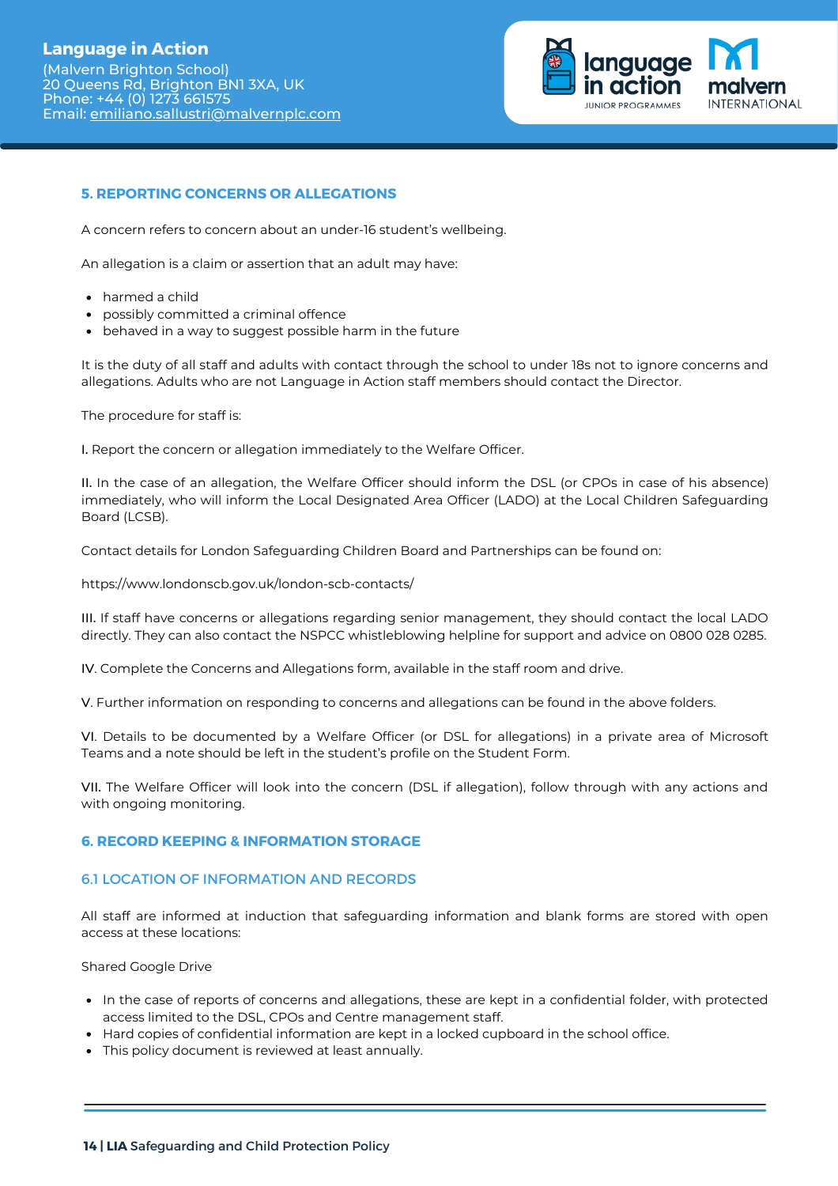## 5. REPORTING CONCERNS OR ALLEGATIONS

A concern refers to concern about an under-16 student's wellbeing.

An allegation is a claim or assertion that an adult may have:

- harmed a child
- possibly committed a criminal offence
- behaved in a way to suggest possible harm in the future

It is the duty of all staff and adults with contact through the school to under 18s not to ignore concerns and allegations. Adults who are not Language in Action staff members should contact the Director.

The procedure for staff is:

I. Report the concern or allegation immediately to the Welfare Officer.

II. In the case of an allegation, the Welfare Officer should inform the DSL (or CPOs in case of his absence) immediately, who will inform the Local Designated Area Officer (LADO) at the Local Children Safeguarding Board (LCSB).

Contact details for London Safeguarding Children Board and Partnerships can be found on:

https://www.londonscb.gov.uk/london-scb-contacts/

III. If staff have concerns or allegations regarding senior management, they should contact the local LADO directly. They can also contact the NSPCC whistleblowing helpline for support and advice on 0800 028 0285.

IV. Complete the Concerns and Allegations form, available in the staff room and drive.

V. Further information on responding to concerns and allegations can be found in the above folders.

VI. Details to be documented by a Welfare Officer (or DSL for allegations) in a private area of Microsoft Teams and a note should be left in the student's profile on the Student Form.

VII. The Welfare Officer will look into the concern (DSL if allegation), follow through with any actions and with ongoing monitoring.

## 6. RECORD KEEPING & INFORMATION STORAGE

### 6.1 LOCATION OF INFORMATION AND RECORDS

All staff are informed at induction that safeguarding information and blank forms are stored with open access at these locations:

Shared Google Drive

- In the case of reports of concerns and allegations, these are kept in a confidential folder, with protected access limited to the DSL, CPOs and Centre management staff.
- Hard copies of confidential information are kept in a locked cupboard in the school office.
- This policy document is reviewed at least annually.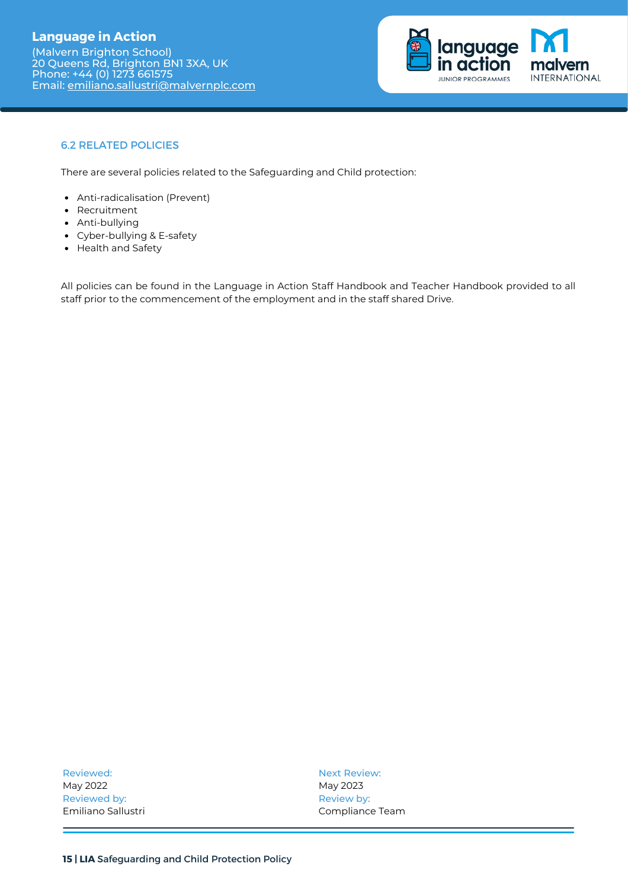### 6.2 RELATED POLICIES

There are several policies related to the Safeguarding and Child protection:

- Anti-radicalisation (Prevent)
- Recruitment
- Anti-bullying
- Cyber-bullying & E-safety
- Health and Safety

All policies can be found in the Language in Action Staff Handbook and Teacher Handbook provided to all staff prior to the commencement of the employment and in the staff shared Drive.

Reviewed:
May 2022
Reviewed by:
Emiliano Sallustri

Next Review:
May 2023
Review by:
Compliance Team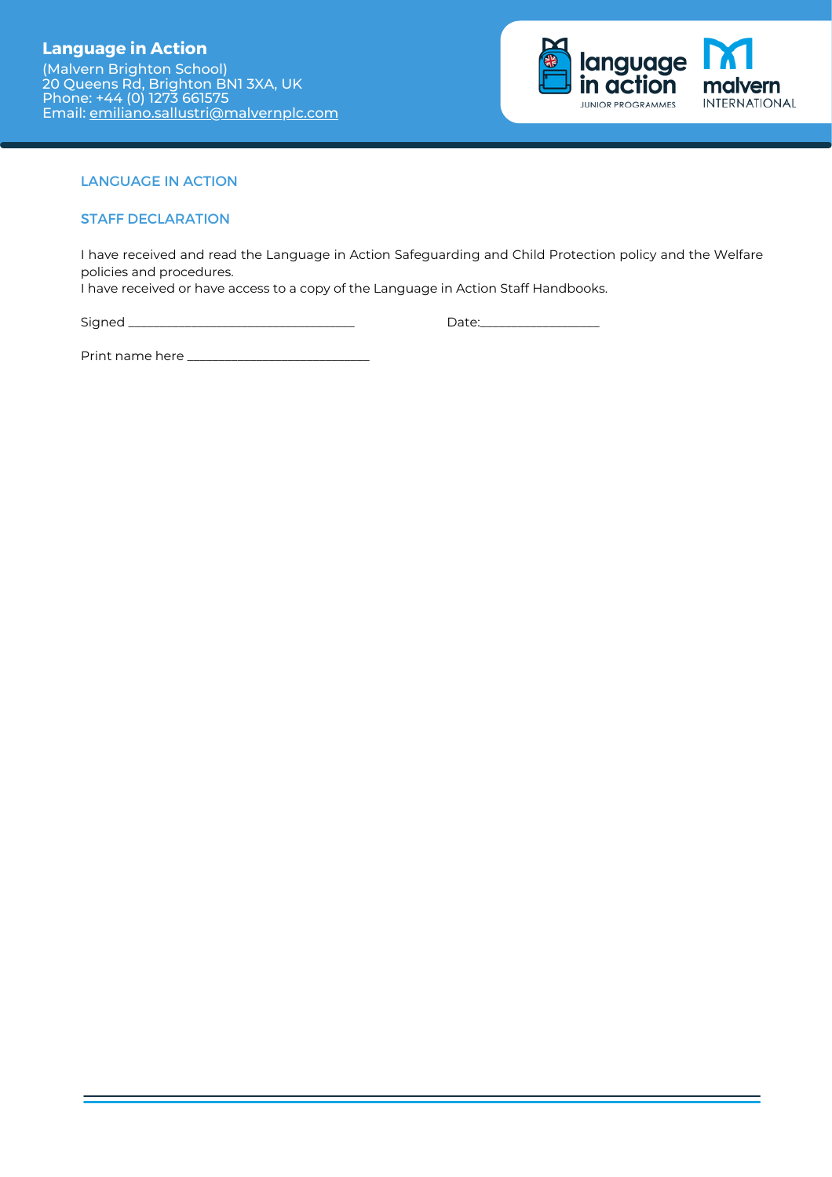**Language in Action**
(Malvern Brighton School)
20 Queens Rd, Brighton BN1 3XA, UK
Phone: +44 (0) 1273 661575
Email: emiliano.sallustri@malvernplc.com

## LANGUAGE IN ACTION

## STAFF DECLARATION

I have received and read the Language in Action Safeguarding and Child Protection policy and the Welfare policies and procedures.
I have received or have access to a copy of the Language in Action Staff Handbooks.

Signed ___________________________________ Date:__________________

Print name here ___________________________